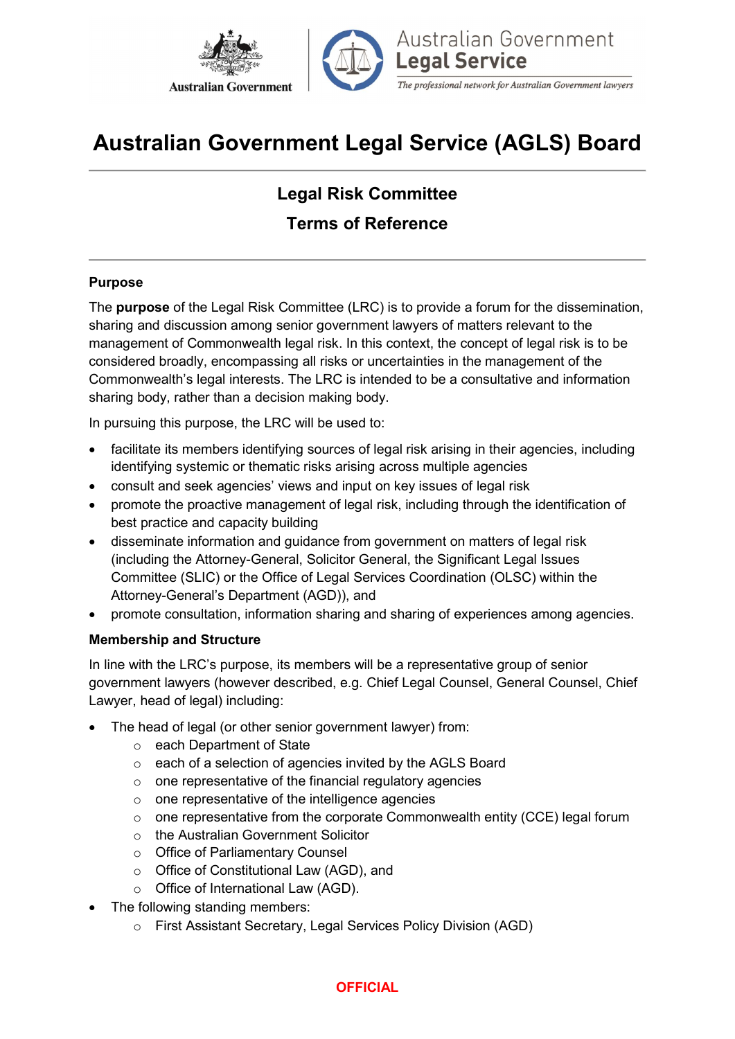# Australian Government Legal Service (AGLS) Board

## Legal Risk Committee

## Terms of Reference

### Purpose

The **purpose** of the Legal Risk Committee (LRC) is to provide a forum for the dissemination, sharing and discussion among senior government lawyers of matters relevant to the management of Commonwealth legal risk. In this context, the concept of legal risk is to be considered broadly, encompassing all risks or uncertainties in the management of the Commonwealth's legal interests. The LRC is intended to be a consultative and information sharing body, rather than a decision making body.

In pursuing this purpose, the LRC will be used to:

- facilitate its members identifying sources of legal risk arising in their agencies, including identifying systemic or thematic risks arising across multiple agencies
- consult and seek agencies' views and input on key issues of legal risk
- promote the proactive management of legal risk, including through the identification of best practice and capacity building
- disseminate information and guidance from government on matters of legal risk (including the Attorney-General, Solicitor General, the Significant Legal Issues Committee (SLIC) or the Office of Legal Services Coordination (OLSC) within the Attorney-General's Department (AGD)), and
- promote consultation, information sharing and sharing of experiences among agencies.

### Membership and Structure

In line with the LRC's purpose, its members will be a representative group of senior government lawyers (however described, e.g. Chief Legal Counsel, General Counsel, Chief Lawyer, head of legal) including:

- The head of legal (or other senior government lawyer) from:
  - each Department of State
  - each of a selection of agencies invited by the AGLS Board
  - one representative of the financial regulatory agencies
  - one representative of the intelligence agencies
  - one representative from the corporate Commonwealth entity (CCE) legal forum
  - the Australian Government Solicitor
  - Office of Parliamentary Counsel
  - Office of Constitutional Law (AGD), and
  - Office of International Law (AGD).
- The following standing members:
  - First Assistant Secretary, Legal Services Policy Division (AGD)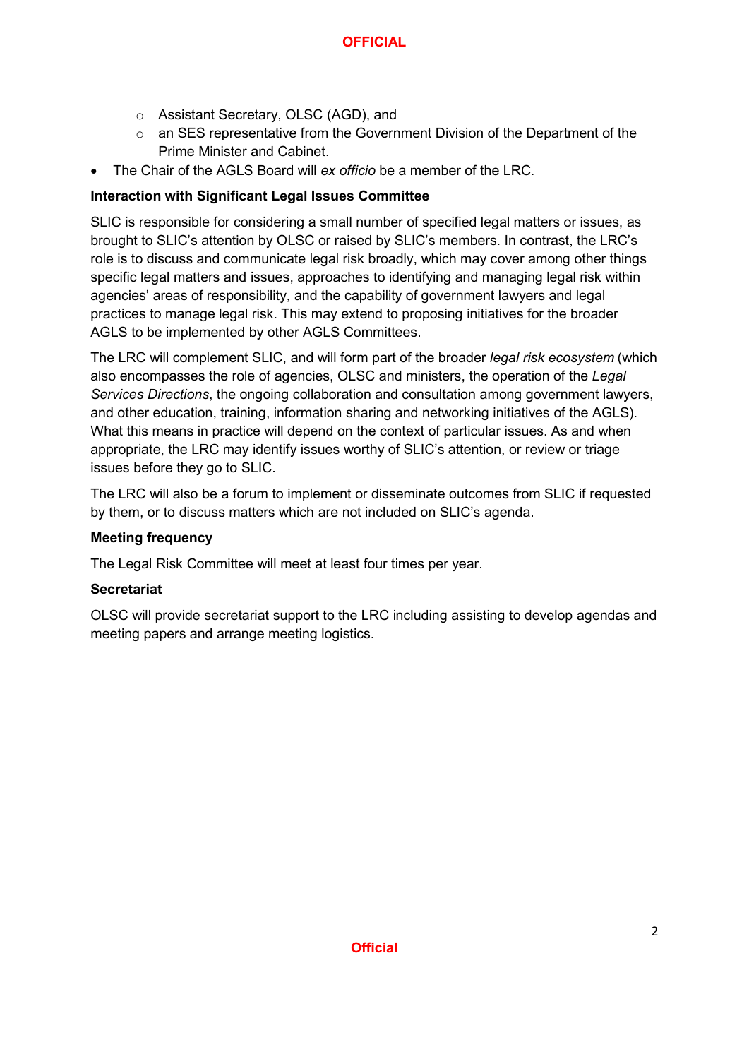- Assistant Secretary, OLSC (AGD), and
    - an SES representative from the Government Division of the Department of the Prime Minister and Cabinet.
- The Chair of the AGLS Board will *ex officio* be a member of the LRC.

**Interaction with Significant Legal Issues Committee**

SLIC is responsible for considering a small number of specified legal matters or issues, as brought to SLIC's attention by OLSC or raised by SLIC's members. In contrast, the LRC's role is to discuss and communicate legal risk broadly, which may cover among other things specific legal matters and issues, approaches to identifying and managing legal risk within agencies' areas of responsibility, and the capability of government lawyers and legal practices to manage legal risk. This may extend to proposing initiatives for the broader AGLS to be implemented by other AGLS Committees.

The LRC will complement SLIC, and will form part of the broader *legal risk ecosystem* (which also encompasses the role of agencies, OLSC and ministers, the operation of the *Legal Services Directions*, the ongoing collaboration and consultation among government lawyers, and other education, training, information sharing and networking initiatives of the AGLS). What this means in practice will depend on the context of particular issues. As and when appropriate, the LRC may identify issues worthy of SLIC's attention, or review or triage issues before they go to SLIC.

The LRC will also be a forum to implement or disseminate outcomes from SLIC if requested by them, or to discuss matters which are not included on SLIC's agenda.

**Meeting frequency**

The Legal Risk Committee will meet at least four times per year.

**Secretariat**

OLSC will provide secretariat support to the LRC including assisting to develop agendas and meeting papers and arrange meeting logistics.